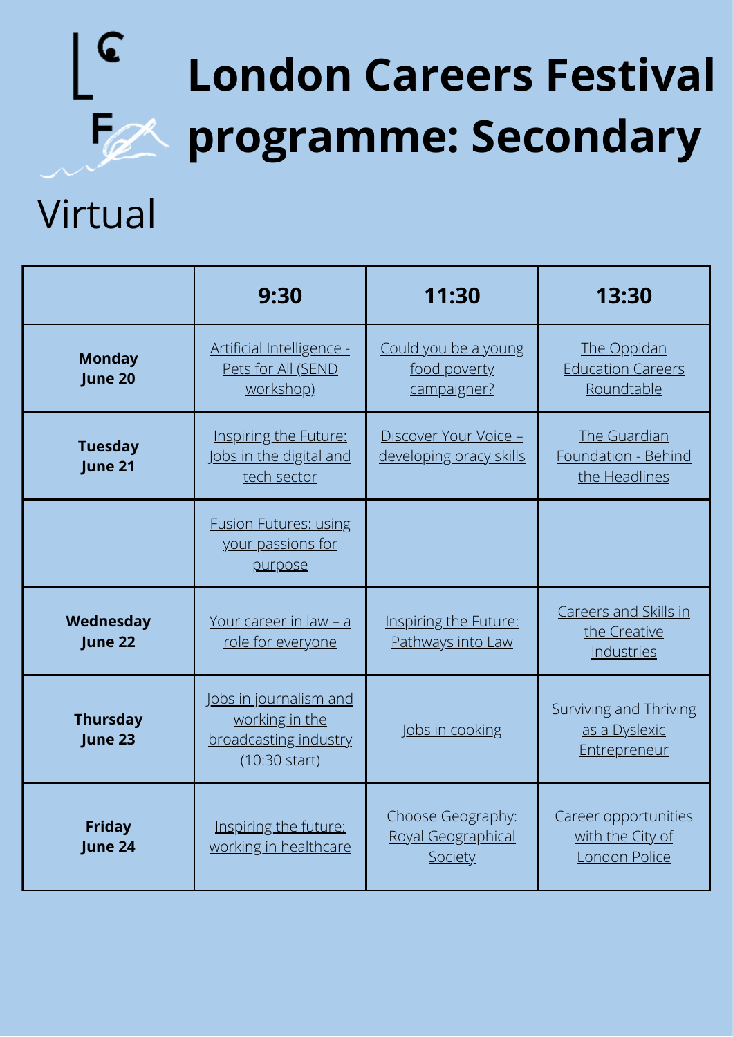# London Careers Festival programme: Secondary

Virtual

| | 9:30 | 11:30 | 13:30 |
|---|---|---|---|
| **Monday June 20** | Artificial Intelligence - Pets for All (SEND workshop) | Could you be a young food poverty campaigner? | The Oppidan Education Careers Roundtable |
| **Tuesday June 21** | Inspiring the Future: Jobs in the digital and tech sector | Discover Your Voice – developing oracy skills | The Guardian Foundation - Behind the Headlines |
| | Fusion Futures: using your passions for purpose | | |
| **Wednesday June 22** | Your career in law – a role for everyone | Inspiring the Future: Pathways into Law | Careers and Skills in the Creative Industries |
| **Thursday June 23** | Jobs in journalism and working in the broadcasting industry (10:30 start) | Jobs in cooking | Surviving and Thriving as a Dyslexic Entrepreneur |
| **Friday June 24** | Inspiring the future: working in healthcare | Choose Geography: Royal Geographical Society | Career opportunities with the City of London Police |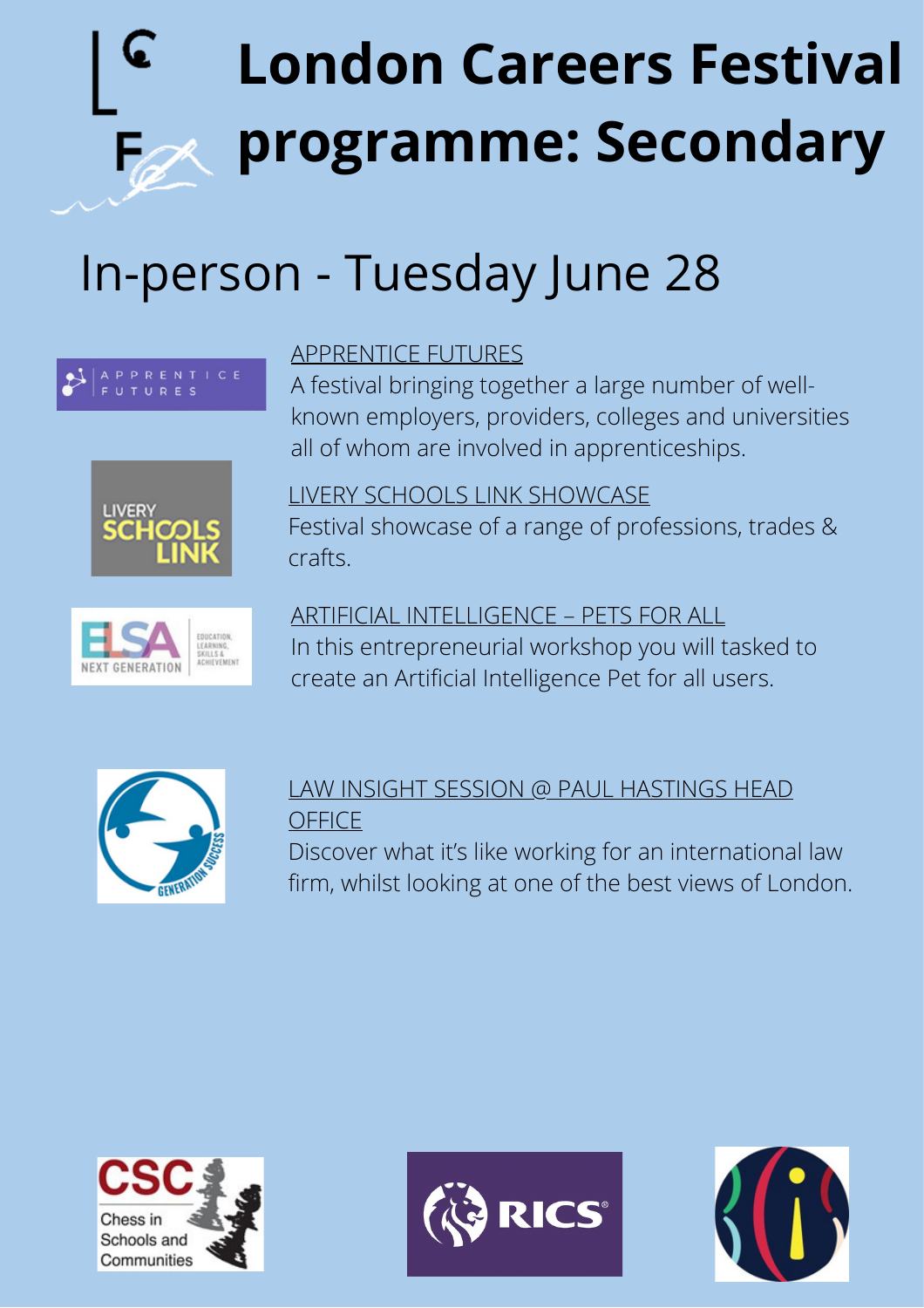# London Careers Festival programme: Secondary

## In-person - Tuesday June 28

APPRENTICE FUTURES

A festival bringing together a large number of well-known employers, providers, colleges and universities all of whom are involved in apprenticeships.

LIVERY SCHOOLS LINK SHOWCASE

Festival showcase of a range of professions, trades & crafts.

ARTIFICIAL INTELLIGENCE – PETS FOR ALL

In this entrepreneurial workshop you will tasked to create an Artificial Intelligence Pet for all users.

LAW INSIGHT SESSION @ PAUL HASTINGS HEAD OFFICE

Discover what it's like working for an international law firm, whilst looking at one of the best views of London.